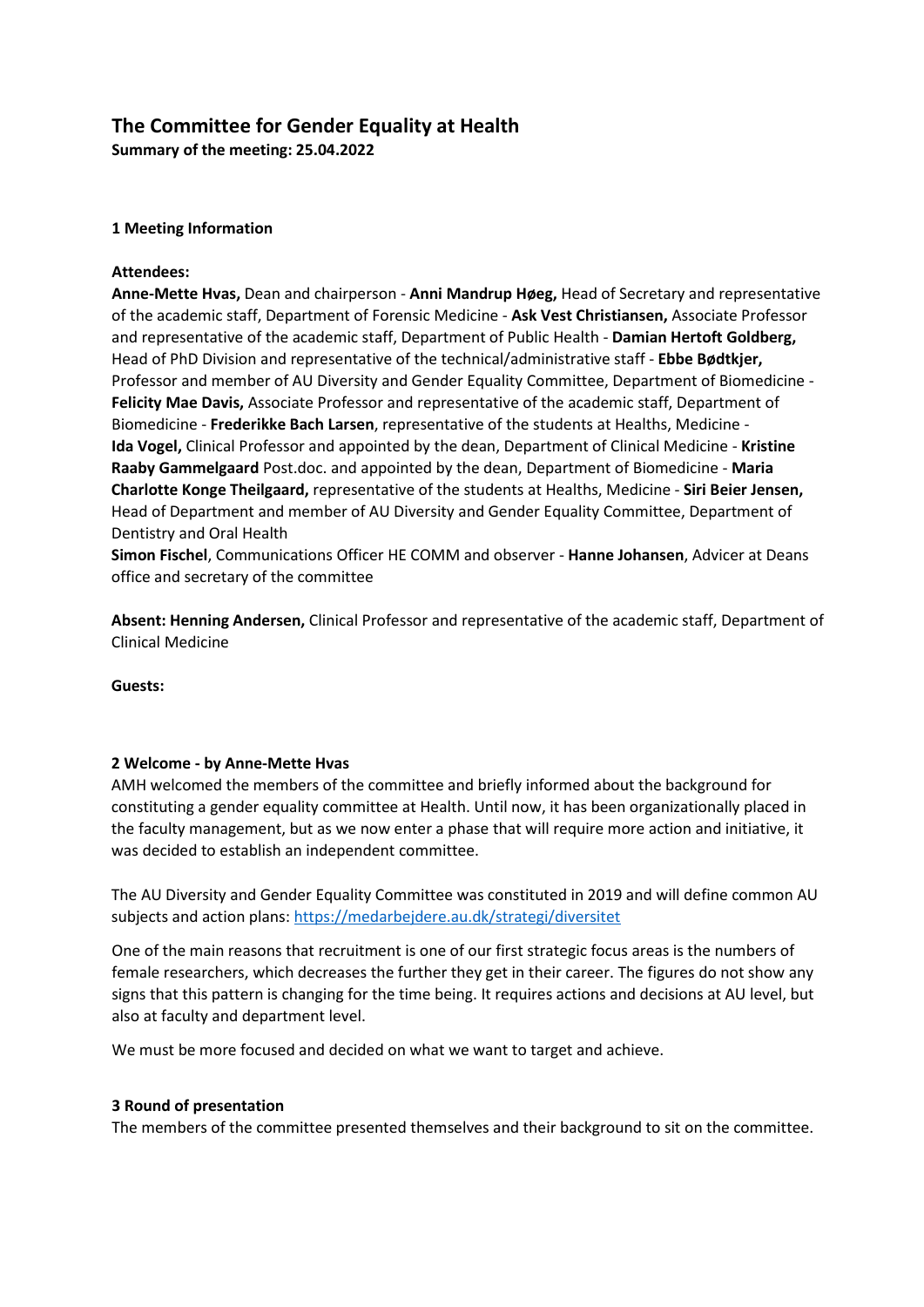# The Committee for Gender Equality at Health

**Summary of the meeting: 25.04.2022**

## 1 Meeting Information

**Attendees:**

**Anne-Mette Hvas,** Dean and chairperson - **Anni Mandrup Høeg,** Head of Secretary and representative of the academic staff, Department of Forensic Medicine - **Ask Vest Christiansen,** Associate Professor and representative of the academic staff, Department of Public Health - **Damian Hertoft Goldberg,** Head of PhD Division and representative of the technical/administrative staff - **Ebbe Bødtkjer,** Professor and member of AU Diversity and Gender Equality Committee, Department of Biomedicine - **Felicity Mae Davis,** Associate Professor and representative of the academic staff, Department of Biomedicine - **Frederikke Bach Larsen**, representative of the students at Healths, Medicine - **Ida Vogel,** Clinical Professor and appointed by the dean, Department of Clinical Medicine - **Kristine Raaby Gammelgaard** Post.doc. and appointed by the dean, Department of Biomedicine - **Maria Charlotte Konge Theilgaard,** representative of the students at Healths, Medicine - **Siri Beier Jensen,** Head of Department and member of AU Diversity and Gender Equality Committee, Department of Dentistry and Oral Health

**Simon Fischel**, Communications Officer HE COMM and observer - **Hanne Johansen**, Advicer at Deans office and secretary of the committee

**Absent: Henning Andersen,** Clinical Professor and representative of the academic staff, Department of Clinical Medicine

**Guests:**

## 2 Welcome - by Anne-Mette Hvas

AMH welcomed the members of the committee and briefly informed about the background for constituting a gender equality committee at Health. Until now, it has been organizationally placed in the faculty management, but as we now enter a phase that will require more action and initiative, it was decided to establish an independent committee.

The AU Diversity and Gender Equality Committee was constituted in 2019 and will define common AU subjects and action plans: https://medarbejdere.au.dk/strategi/diversitet

One of the main reasons that recruitment is one of our first strategic focus areas is the numbers of female researchers, which decreases the further they get in their career. The figures do not show any signs that this pattern is changing for the time being. It requires actions and decisions at AU level, but also at faculty and department level.

We must be more focused and decided on what we want to target and achieve.

## 3 Round of presentation

The members of the committee presented themselves and their background to sit on the committee.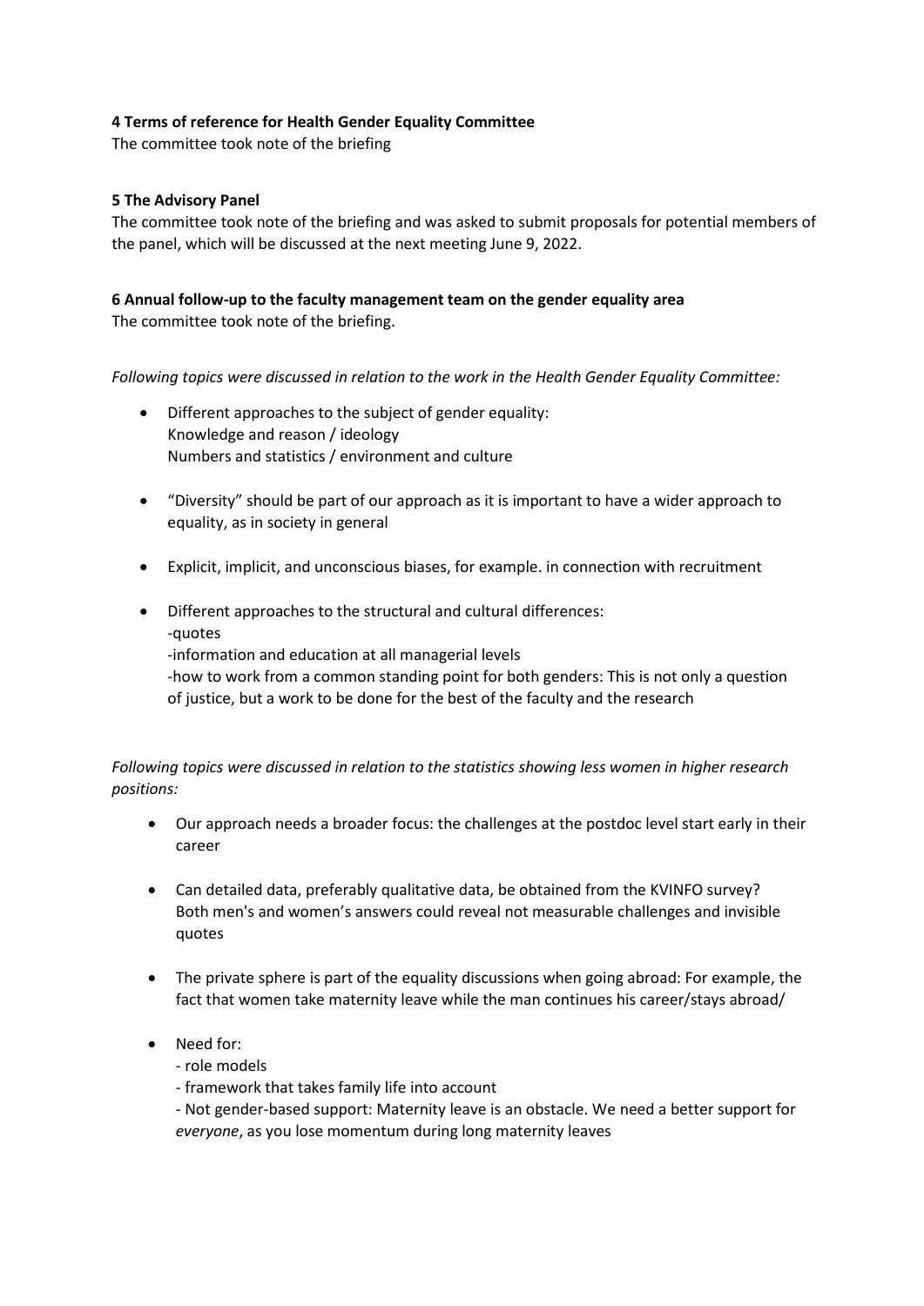**4 Terms of reference for Health Gender Equality Committee**

The committee took note of the briefing

**5 The Advisory Panel**

The committee took note of the briefing and was asked to submit proposals for potential members of the panel, which will be discussed at the next meeting June 9, 2022.

**6 Annual follow-up to the faculty management team on the gender equality area**

The committee took note of the briefing.

*Following topics were discussed in relation to the work in the Health Gender Equality Committee:*

- Different approaches to the subject of gender equality:
  Knowledge and reason / ideology
  Numbers and statistics / environment and culture

- "Diversity" should be part of our approach as it is important to have a wider approach to equality, as in society in general

- Explicit, implicit, and unconscious biases, for example. in connection with recruitment

- Different approaches to the structural and cultural differences:
  -quotes
  -information and education at all managerial levels
  -how to work from a common standing point for both genders: This is not only a question of justice, but a work to be done for the best of the faculty and the research

*Following topics were discussed in relation to the statistics showing less women in higher research positions:*

- Our approach needs a broader focus: the challenges at the postdoc level start early in their career

- Can detailed data, preferably qualitative data, be obtained from the KVINFO survey?
  Both men's and women's answers could reveal not measurable challenges and invisible quotes

- The private sphere is part of the equality discussions when going abroad: For example, the fact that women take maternity leave while the man continues his career/stays abroad/

- Need for:
  - role models
  - framework that takes family life into account
  - Not gender-based support: Maternity leave is an obstacle. We need a better support for *everyone*, as you lose momentum during long maternity leaves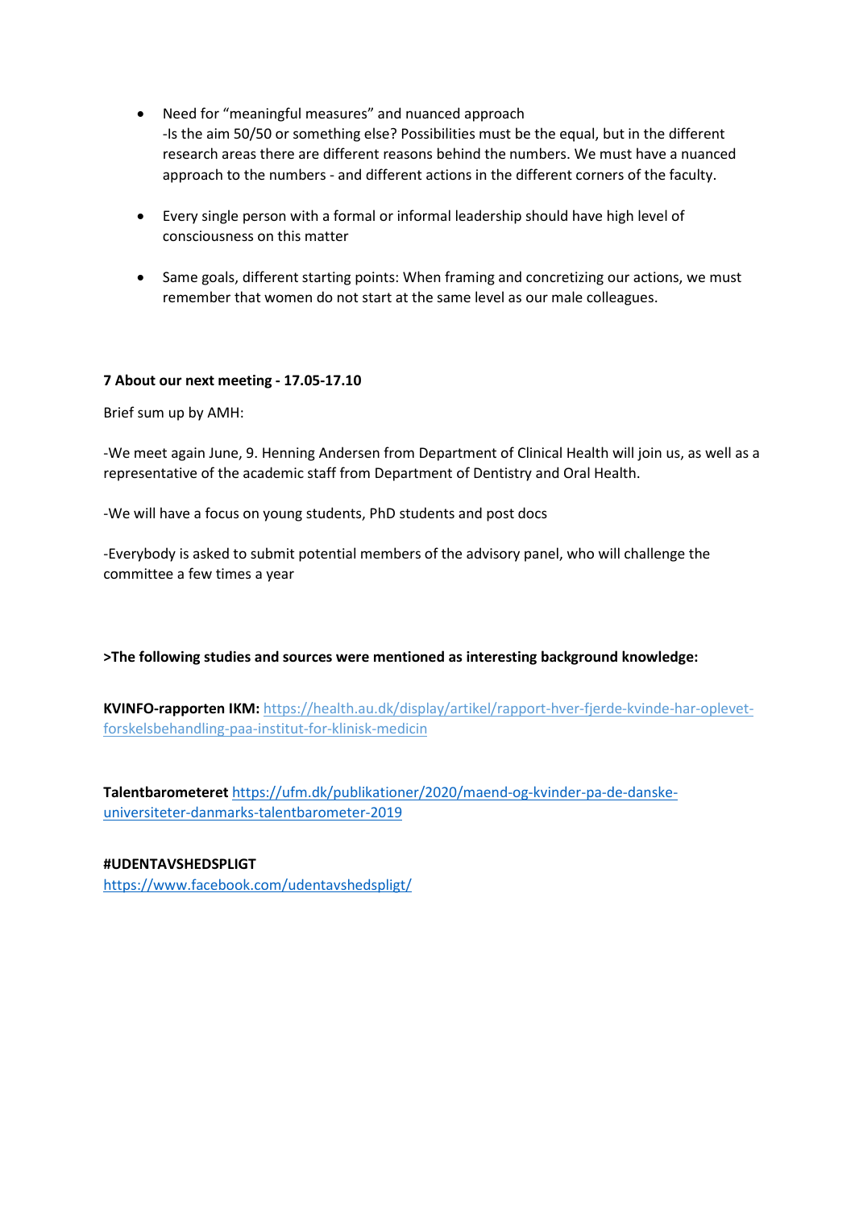- Need for "meaningful measures" and nuanced approach
  -Is the aim 50/50 or something else? Possibilities must be the equal, but in the different research areas there are different reasons behind the numbers. We must have a nuanced approach to the numbers - and different actions in the different corners of the faculty.

- Every single person with a formal or informal leadership should have high level of consciousness on this matter

- Same goals, different starting points: When framing and concretizing our actions, we must remember that women do not start at the same level as our male colleagues.

**7 About our next meeting - 17.05-17.10**

Brief sum up by AMH:

-We meet again June, 9. Henning Andersen from Department of Clinical Health will join us, as well as a representative of the academic staff from Department of Dentistry and Oral Health.

-We will have a focus on young students, PhD students and post docs

-Everybody is asked to submit potential members of the advisory panel, who will challenge the committee a few times a year

**>The following studies and sources were mentioned as interesting background knowledge:**

**KVINFO-rapporten IKM:** https://health.au.dk/display/artikel/rapport-hver-fjerde-kvinde-har-oplevet-forskelsbehandling-paa-institut-for-klinisk-medicin

**Talentbarometeret** https://ufm.dk/publikationer/2020/maend-og-kvinder-pa-de-danske-universiteter-danmarks-talentbarometer-2019

**#UDENTAVSHEDSPLIGT**
https://www.facebook.com/udentavshedspligt/